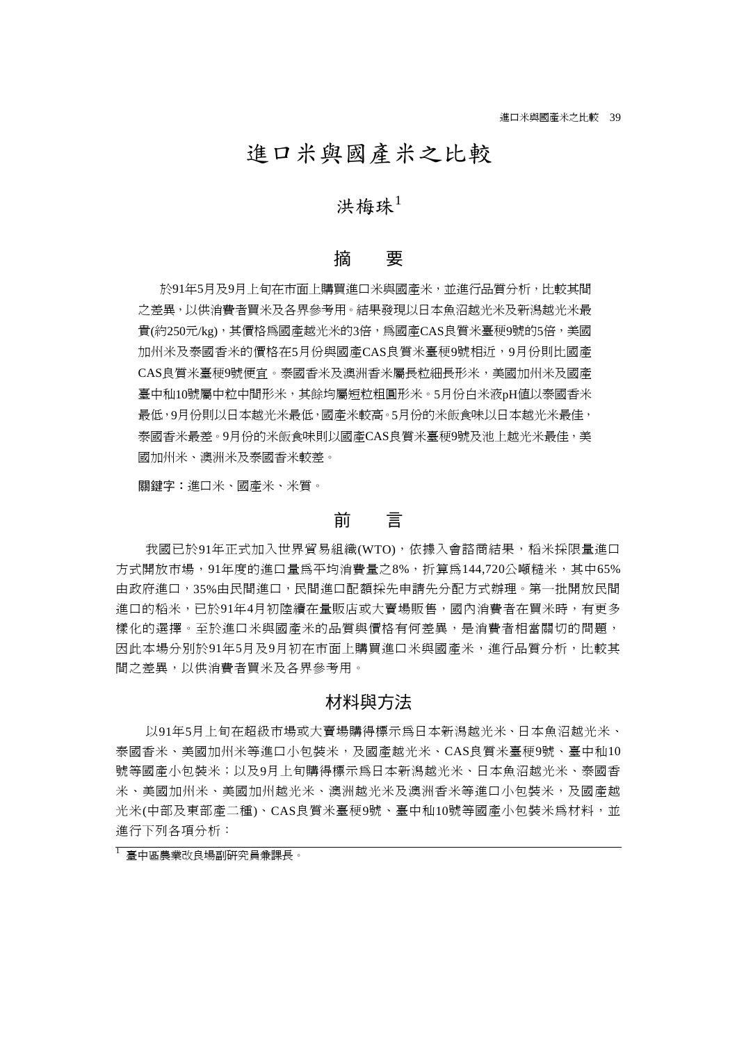# 進口米與國產米之比較

洪梅珠[1]

## 摘　要

於91年5月及9月上旬在市面上購買進口米與國產米，並進行品質分析，比較其間之差異，以供消費者買米及各界參考用。結果發現以日本魚沼越光米及新潟越光米最貴(約250元/kg)，其價格爲國產越光米的3倍，爲國產CAS良質米臺稉9號的5倍，美國加州米及泰國香米的價格在5月份與國產CAS良質米臺稉9號相近，9月份則比國產CAS良質米臺稉9號便宜。泰國香米及澳洲香米屬長粒細長形米，美國加州米及國產臺中秈10號屬中粒中間形米，其餘均屬短粒粗圓形米。5月份白米液pH值以泰國香米最低，9月份則以日本越光米最低，國產米較高。5月份的米飯食味以日本越光米最佳，泰國香米最差。9月份的米飯食味則以國產CAS良質米臺稉9號及池上越光米最佳，美國加州米、澳洲米及泰國香米較差。

**關鍵字：**進口米、國產米、米質。

## 前　言

我國已於91年正式加入世界貿易組織(WTO)，依據入會諮商結果，稻米採限量進口方式開放市場，91年度的進口量爲平均消費量之8%，折算爲144,720公噸糙米，其中65%由政府進口，35%由民間進口，民間進口配額採先申請先分配方式辦理。第一批開放民間進口的稻米，已於91年4月初陸續在量販店或大賣場販售，國內消費者在買米時，有更多樣化的選擇。至於進口米與國產米的品質與價格有何差異，是消費者相當關切的問題，因此本場分別於91年5月及9月初在市面上購買進口米與國產米，進行品質分析，比較其間之差異，以供消費者買米及各界參考用。

## 材料與方法

以91年5月上旬在超級市場或大賣場購得標示爲日本新潟越光米、日本魚沼越光米、泰國香米、美國加州米等進口小包裝米，及國產越光米、CAS良質米臺稉9號、臺中秈10號等國產小包裝米；以及9月上旬購得標示爲日本新潟越光米、日本魚沼越光米、泰國香米、美國加州米、美國加州越光米、澳洲越光米及澳洲香米等進口小包裝米，及國產越光米(中部及東部產二種)、CAS良質米臺稉9號、臺中秈10號等國產小包裝米爲材料，並進行下列各項分析：

[1] 臺中區農業改良場副研究員兼課長。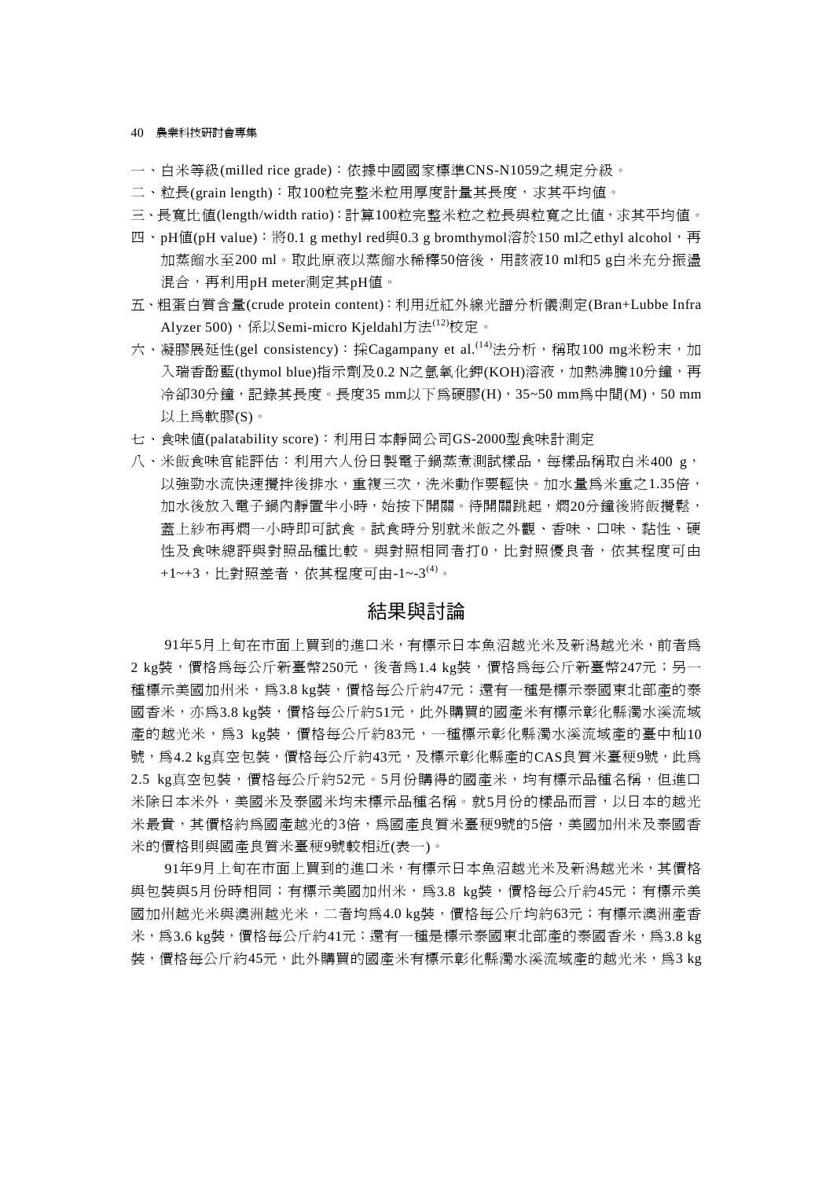一、白米等級(milled rice grade)：依據中國國家標準CNS-N1059之規定分級。

二、粒長(grain length)：取100粒完整米粒用厚度計量其長度，求其平均值。

三、長寬比值(length/width ratio)：計算100粒完整米粒之粒長與粒寬之比值，求其平均值。

四、pH值(pH value)：將0.1 g methyl red與0.3 g bromthymol溶於150 ml之ethyl alcohol，再加蒸餾水至200 ml。取此原液以蒸餾水稀釋50倍後，用該液10 ml和5 g白米充分振盪混合，再利用pH meter測定其pH值。

五、粗蛋白質含量(crude protein content)：利用近紅外線光譜分析儀測定(Bran+Lubbe Infra Alyzer 500)，係以Semi-micro Kjeldahl方法[12]校定。

六、凝膠展延性(gel consistency)：採Cagampany et al.[14]法分析，稱取100 mg米粉末，加入瑞香酚藍(thymol blue)指示劑及0.2 N之氫氧化鉀(KOH)溶液，加熱沸騰10分鐘，再冷卻30分鐘，記錄其長度。長度35 mm以下為硬膠(H)，35~50 mm為中間(M)，50 mm以上為軟膠(S)。

七、食味值(palatability score)：利用日本靜岡公司GS-2000型食味計測定

八、米飯食味官能評估：利用六人份日製電子鍋蒸煮測試樣品，每樣品稱取白米400 g，以強勁水流快速攪拌後排水，重複三次，洗米動作要輕快。加水量為米重之1.35倍，加水後放入電子鍋內靜置半小時，始按下開關。待開關跳起，燜20分鐘後將飯攪鬆，蓋上紗布再燜一小時即可試食。試食時分別就米飯之外觀、香味、口味、黏性、硬性及食味總評與對照品種比較。與對照相同者打0，比對照優良者，依其程度可由+1~+3，比對照差者，依其程度可由-1~-3[4]。

## 結果與討論

91年5月上旬在市面上買到的進口米，有標示日本魚沼越光米及新瀉越光米，前者為2 kg裝，價格為每公斤新臺幣250元，後者為1.4 kg裝，價格為每公斤新臺幣247元；另一種標示美國加州米，為3.8 kg裝，價格每公斤約47元；還有一種是標示泰國東北部產的泰國香米，亦為3.8 kg裝，價格每公斤約51元，此外購買的國產米有標示彰化縣濁水溪流域產的越光米，為3 kg裝，價格每公斤約83元，一種標示彰化縣濁水溪流域產的臺中秈10號，為4.2 kg真空包裝，價格每公斤約43元，及標示彰化縣產的CAS良質米臺稉9號，此為2.5 kg真空包裝，價格每公斤約52元。5月份購得的國產米，均有標示品種名稱，但進口米除日本米外，美國米及泰國米均未標示品種名稱。就5月份的樣品而言，以日本的越光米最貴，其價格約為國產越光的3倍，為國產良質米臺稉9號的5倍，美國加州米及泰國香米的價格則與國產良質米臺稉9號較相近(表一)。

91年9月上旬在市面上買到的進口米，有標示日本魚沼越光米及新瀉越光米，其價格與包裝與5月份時相同；有標示美國加州米，為3.8 kg裝，價格每公斤約45元；有標示美國加州越光米與澳洲越光米，二者均為4.0 kg裝，價格每公斤均約63元；有標示澳洲產香米，為3.6 kg裝，價格每公斤約41元；還有一種是標示泰國東北部產的泰國香米，為3.8 kg裝，價格每公斤約45元，此外購買的國產米有標示彰化縣濁水溪流域產的越光米，為3 kg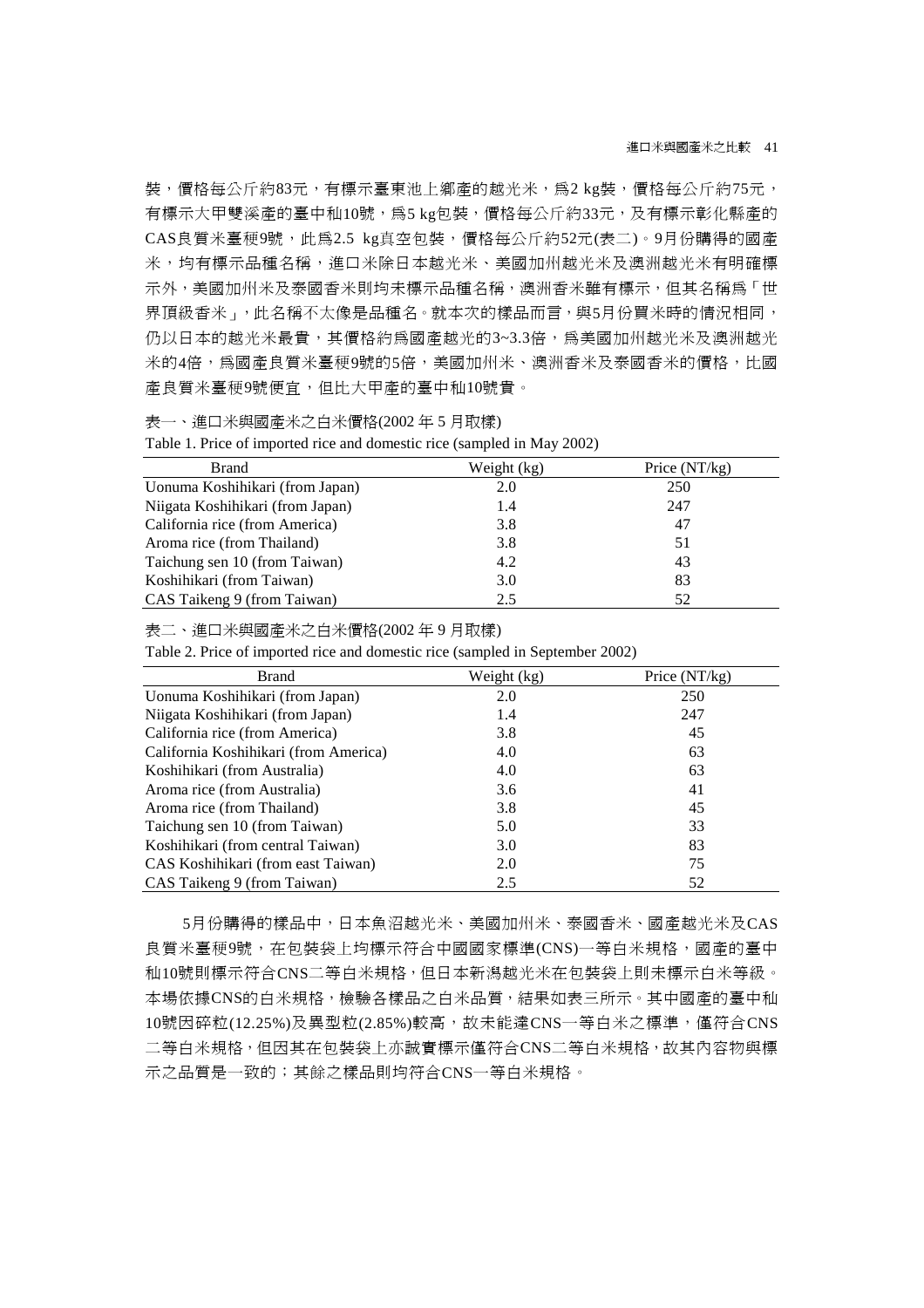裝，價格每公斤約83元，有標示臺東池上鄉產的越光米，為2 kg裝，價格每公斤約75元，有標示大甲雙溪產的臺中秈10號，為5 kg包裝，價格每公斤約33元，及有標示彰化縣產的CAS良質米臺稉9號，此為2.5 kg真空包裝，價格每公斤約52元(表二)。9月份購得的國產米，均有標示品種名稱，進口米除日本越光米、美國加州越光米及澳洲越光米有明確標示外，美國加州米及泰國香米則均未標示品種名稱，澳洲香米雖有標示，但其名稱為「世界頂級香米」，此名稱不太像是品種名。就本次的樣品而言，與5月份買米時的情況相同，仍以日本的越光米最貴，其價格約為國產越光的3~3.3倍，為美國加州越光米及澳洲越光米的4倍，為國產良質米臺稉9號的5倍，美國加州米、澳洲香米及泰國香米的價格，比國產良質米臺稉9號便宜，但比大甲產的臺中秈10號貴。

表一、進口米與國產米之白米價格(2002 年 5 月取樣)

Table 1. Price of imported rice and domestic rice (sampled in May 2002)

| Brand | Weight (kg) | Price (NT/kg) |
|---|---|---|
| Uonuma Koshihikari (from Japan) | 2.0 | 250 |
| Niigata Koshihikari (from Japan) | 1.4 | 247 |
| California rice (from America) | 3.8 | 47 |
| Aroma rice (from Thailand) | 3.8 | 51 |
| Taichung sen 10 (from Taiwan) | 4.2 | 43 |
| Koshihikari (from Taiwan) | 3.0 | 83 |
| CAS Taikeng 9 (from Taiwan) | 2.5 | 52 |

表二、進口米與國產米之白米價格(2002 年 9 月取樣)

Table 2. Price of imported rice and domestic rice (sampled in September 2002)

| Brand | Weight (kg) | Price (NT/kg) |
|---|---|---|
| Uonuma Koshihikari (from Japan) | 2.0 | 250 |
| Niigata Koshihikari (from Japan) | 1.4 | 247 |
| California rice (from America) | 3.8 | 45 |
| California Koshihikari (from America) | 4.0 | 63 |
| Koshihikari (from Australia) | 4.0 | 63 |
| Aroma rice (from Australia) | 3.6 | 41 |
| Aroma rice (from Thailand) | 3.8 | 45 |
| Taichung sen 10 (from Taiwan) | 5.0 | 33 |
| Koshihikari (from central Taiwan) | 3.0 | 83 |
| CAS Koshihikari (from east Taiwan) | 2.0 | 75 |
| CAS Taikeng 9 (from Taiwan) | 2.5 | 52 |

5月份購得的樣品中，日本魚沼越光米、美國加州米、泰國香米、國產越光米及CAS良質米臺稉9號，在包裝袋上均標示符合中國國家標準(CNS)一等白米規格，國產的臺中秈10號則標示符合CNS二等白米規格，但日本新潟越光米在包裝袋上則未標示白米等級。本場依據CNS的白米規格，檢驗各樣品之白米品質，結果如表三所示。其中國產的臺中秈10號因碎粒(12.25%)及異型粒(2.85%)較高，故未能達CNS一等白米之標準，僅符合CNS二等白米規格，但因其在包裝袋上亦誠實標示僅符合CNS二等白米規格，故其內容物與標示之品質是一致的；其餘之樣品則均符合CNS一等白米規格。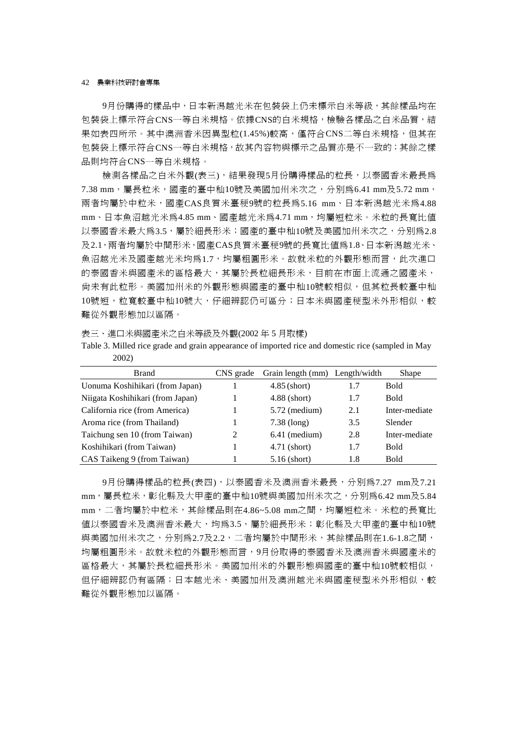9月份購得的樣品中，日本新潟越光米在包裝袋上仍未標示白米等級，其餘樣品均在包裝袋上標示符合CNS一等白米規格。依據CNS的白米規格，檢驗各樣品之白米品質，結果如表四所示。其中澳洲香米因異型粒(1.45%)較高，僅符合CNS二等白米規格，但其在包裝袋上標示符合CNS一等白米規格，故其內容物與標示之品質亦是不一致的；其餘之樣品則均符合CNS一等白米規格。

檢測各樣品之白米外觀(表三)，結果發現5月份購得樣品的粒長，以泰國香米最長為7.38 mm，屬長粒米，國產的臺中秈10號及美國加州米次之，分別為6.41 mm及5.72 mm，兩者均屬於中粒米，國產CAS良質米臺稉9號的粒長為5.16 mm、日本新潟越光米為4.88 mm、日本魚沼越光米為4.85 mm、國產越光米為4.71 mm，均屬短粒米。米粒的長寬比值以泰國香米最大為3.5，屬於細長形米；國產的臺中秈10號及美國加州米次之，分別為2.8及2.1，兩者均屬於中間形米，國產CAS良質米臺稉9號的長寬比值為1.8、日本新潟越光米、魚沼越光米及國產越光米均為1.7，均屬粗圓形米。故就米粒的外觀形態而言，此次進口的泰國香米與國產米的區格最大，其屬於長粒細長形米，目前在市面上流通之國產米，尚未有此粒形。美國加州米的外觀形態與國產的臺中秈10號較相似，但其粒長較臺中秈10號短，粒寬較臺中秈10號大，仔細辨認仍可區分；日本米與國產稉型米外形相似，較難從外觀形態加以區隔。

表三、進口米與國產米之白米等級及外觀(2002 年 5 月取樣)

Table 3. Milled rice grade and grain appearance of imported rice and domestic rice (sampled in May 2002)

| Brand | CNS grade | Grain length (mm) | Length/width | Shape |
|---|---|---|---|---|
| Uonuma Koshihikari (from Japan) | 1 | 4.85 (short) | 1.7 | Bold |
| Niigata Koshihikari (from Japan) | 1 | 4.88 (short) | 1.7 | Bold |
| California rice (from America) | 1 | 5.72 (medium) | 2.1 | Inter-mediate |
| Aroma rice (from Thailand) | 1 | 7.38 (long) | 3.5 | Slender |
| Taichung sen 10 (from Taiwan) | 2 | 6.41 (medium) | 2.8 | Inter-mediate |
| Koshihikari (from Taiwan) | 1 | 4.71 (short) | 1.7 | Bold |
| CAS Taikeng 9 (from Taiwan) | 1 | 5.16 (short) | 1.8 | Bold |

9月份購得樣品的粒長(表四)，以泰國香米及澳洲香米最長，分別為7.27 mm及7.21 mm，屬長粒米，彰化縣及大甲產的臺中秈10號與美國加州米次之，分別為6.42 mm及5.84 mm，二者均屬於中粒米，其餘樣品則在4.86~5.08 mm之間，均屬短粒米。米粒的長寬比值以泰國香米及澳洲香米最大，均為3.5，屬於細長形米；彰化縣及大甲產的臺中秈10號與美國加州米次之，分別為2.7及2.2，二者均屬於中間形米，其餘樣品則在1.6-1.8之間，均屬粗圓形米。故就米粒的外觀形態而言，9月份取得的泰國香米及澳洲香米與國產米的區格最大，其屬於長粒細長形米。美國加州米的外觀形態與國產的臺中秈10號較相似，但仔細辨認仍有區隔；日本越光米、美國加州及澳洲越光米與國產稉型米外形相似，較難從外觀形態加以區隔。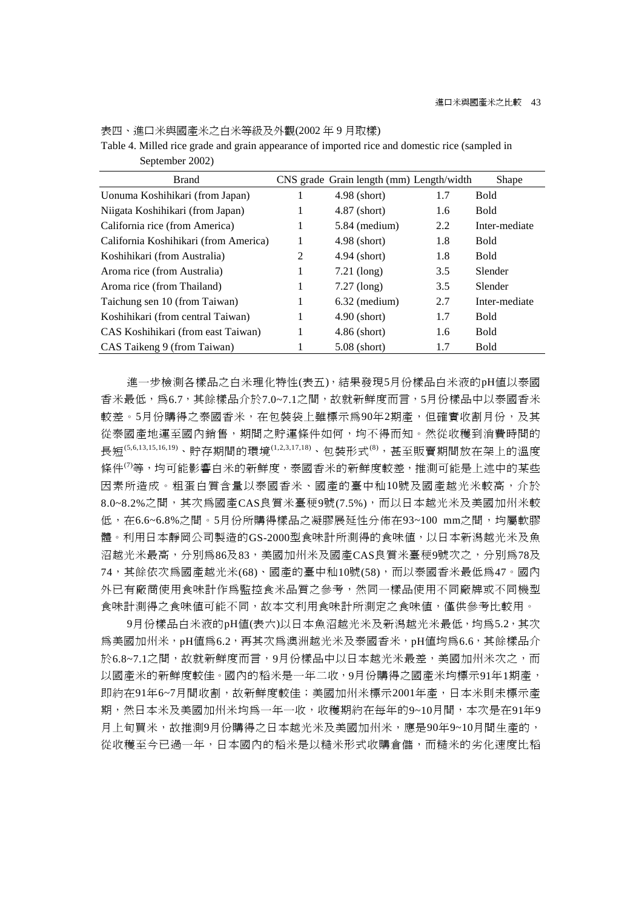表四、進口米與國產米之白米等級及外觀(2002 年 9 月取樣)

Table 4. Milled rice grade and grain appearance of imported rice and domestic rice (sampled in September 2002)

| Brand | CNS grade | Grain length (mm) | Length/width | Shape |
|---|---|---|---|---|
| Uonuma Koshihikari (from Japan) | 1 | 4.98 (short) | 1.7 | Bold |
| Niigata Koshihikari (from Japan) | 1 | 4.87 (short) | 1.6 | Bold |
| California rice (from America) | 1 | 5.84 (medium) | 2.2 | Inter-mediate |
| California Koshihikari (from America) | 1 | 4.98 (short) | 1.8 | Bold |
| Koshihikari (from Australia) | 2 | 4.94 (short) | 1.8 | Bold |
| Aroma rice (from Australia) | 1 | 7.21 (long) | 3.5 | Slender |
| Aroma rice (from Thailand) | 1 | 7.27 (long) | 3.5 | Slender |
| Taichung sen 10 (from Taiwan) | 1 | 6.32 (medium) | 2.7 | Inter-mediate |
| Koshihikari (from central Taiwan) | 1 | 4.90 (short) | 1.7 | Bold |
| CAS Koshihikari (from east Taiwan) | 1 | 4.86 (short) | 1.6 | Bold |
| CAS Taikeng 9 (from Taiwan) | 1 | 5.08 (short) | 1.7 | Bold |

進一步檢測各樣品之白米理化特性(表五)，結果發現5月份樣品白米液的pH值以泰國香米最低，為6.7，其餘樣品介於7.0~7.1之間，故就新鮮度而言，5月份樣品中以泰國香米較差。5月份購得之泰國香米，在包裝袋上雖標示為90年2期產，但確實收割月份，及其從泰國產地運至國內銷售，期間之貯運條件如何，均不得而知。然從收穫到消費時間的長短[5,6,13,15,16,19]、貯存期間的環境[1,2,3,17,18]、包裝形式[8]，甚至販賣期間放在架上的溫度條件[7]等，均可能影響白米的新鮮度，泰國香米的新鮮度較差，推測可能是上述中的某些因素所造成。粗蛋白質含量以泰國香米、國產的臺中秈10號及國產越光米較高，介於8.0~8.2%之間，其次為國產CAS良質米臺稉9號(7.5%)，而以日本越光米及美國加州米較低，在6.6~6.8%之間。5月份所購得樣品之凝膠展延性分佈在93~100 mm之間，均屬軟膠體。利用日本靜岡公司製造的GS-2000型食味計所測得的食味值，以日本新潟越光米及魚沼越光米最高，分別為86及83，美國加州米及國產CAS良質米臺稉9號次之，分別為78及74，其餘依次為國產越光米(68)、國產的臺中秈10號(58)，而以泰國香米最低為47。國內外已有廠商使用食味計作為監控食米品質之參考，然同一樣品使用不同廠牌或不同機型食味計測得之食味值可能不同，故本文利用食味計所測定之食味值，僅供參考比較用。

9月份樣品白米液的pH值(表六)以日本魚沼越光米及新潟越光米最低，均為5.2，其次為美國加州米，pH值為6.2，再其次為澳洲越光米及泰國香米，pH值均為6.6，其餘樣品介於6.8~7.1之間，故就新鮮度而言，9月份樣品中以日本越光米最差，美國加州米次之，而以國產米的新鮮度較佳。國內的稻米是一年二收，9月份購得之國產米均標示91年1期產，即約在91年6~7月間收割，故新鮮度較佳；美國加州米標示2001年產，日本米則未標示產期，然日本米及美國加州米均為一年一收，收穫期約在每年的9~10月間，本次是在91年9月上旬買米，故推測9月份購得之日本越光米及美國加州米，應是90年9~10月間生產的，從收穫至今已過一年，日本國內的稻米是以糙米形式收購倉儲，而糙米的劣化速度比稻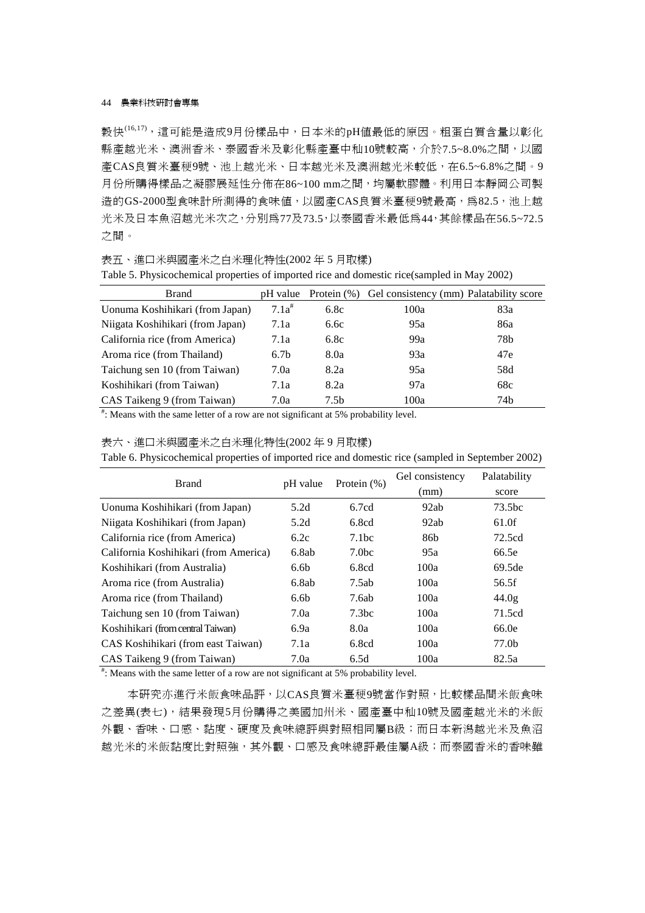穀快[16,17]，這可能是造成9月份樣品中，日本米的pH值最低的原因。粗蛋白質含量以彰化縣產越光米、澳洲香米、泰國香米及彰化縣產臺中秈10號較高，介於7.5~8.0%之間，以國產CAS良質米臺稉9號、池上越光米、日本越光米及澳洲越光米較低，在6.5~6.8%之間。9月份所購得樣品之凝膠展延性分佈在86~100 mm之間，均屬軟膠體。利用日本靜岡公司製造的GS-2000型食味計所測得的食味值，以國產CAS良質米臺稉9號最高，為82.5，池上越光米及日本魚沼越光米次之，分別為77及73.5，以泰國香米最低為44，其餘樣品在56.5~72.5之間。

表五、進口米與國產米之白米理化特性(2002 年 5 月取樣)

Table 5. Physicochemical properties of imported rice and domestic rice(sampled in May 2002)

| Brand | pH value | Protein (%) | Gel consistency (mm) | Palatability score |
|---|---|---|---|---|
| Uonuma Koshihikari (from Japan) | 7.1a[#] | 6.8c | 100a | 83a |
| Niigata Koshihikari (from Japan) | 7.1a | 6.6c | 95a | 86a |
| California rice (from America) | 7.1a | 6.8c | 99a | 78b |
| Aroma rice (from Thailand) | 6.7b | 8.0a | 93a | 47e |
| Taichung sen 10 (from Taiwan) | 7.0a | 8.2a | 95a | 58d |
| Koshihikari (from Taiwan) | 7.1a | 8.2a | 97a | 68c |
| CAS Taikeng 9 (from Taiwan) | 7.0a | 7.5b | 100a | 74b |

[#]: Means with the same letter of a row are not significant at 5% probability level.

表六、進口米與國產米之白米理化特性(2002 年 9 月取樣)

Table 6. Physicochemical properties of imported rice and domestic rice (sampled in September 2002)

| Brand | pH value | Protein (%) | Gel consistency (mm) | Palatability score |
|---|---|---|---|---|
| Uonuma Koshihikari (from Japan) | 5.2d | 6.7cd | 92ab | 73.5bc |
| Niigata Koshihikari (from Japan) | 5.2d | 6.8cd | 92ab | 61.0f |
| California rice (from America) | 6.2c | 7.1bc | 86b | 72.5cd |
| California Koshihikari (from America) | 6.8ab | 7.0bc | 95a | 66.5e |
| Koshihikari (from Australia) | 6.6b | 6.8cd | 100a | 69.5de |
| Aroma rice (from Australia) | 6.8ab | 7.5ab | 100a | 56.5f |
| Aroma rice (from Thailand) | 6.6b | 7.6ab | 100a | 44.0g |
| Taichung sen 10 (from Taiwan) | 7.0a | 7.3bc | 100a | 71.5cd |
| Koshihikari (from central Taiwan) | 6.9a | 8.0a | 100a | 66.0e |
| CAS Koshihikari (from east Taiwan) | 7.1a | 6.8cd | 100a | 77.0b |
| CAS Taikeng 9 (from Taiwan) | 7.0a | 6.5d | 100a | 82.5a |

[#]: Means with the same letter of a row are not significant at 5% probability level.

本研究亦進行米飯食味品評，以CAS良質米臺稉9號當作對照，比較樣品間米飯食味之差異(表七)，結果發現5月份購得之美國加州米、國產臺中秈10號及國產越光米的米飯外觀、香味、口感、黏度、硬度及食味總評與對照相同屬B級；而日本新潟越光米及魚沼越光米的米飯黏度比對照強，其外觀、口感及食味總評最佳屬A級；而泰國香米的香味雖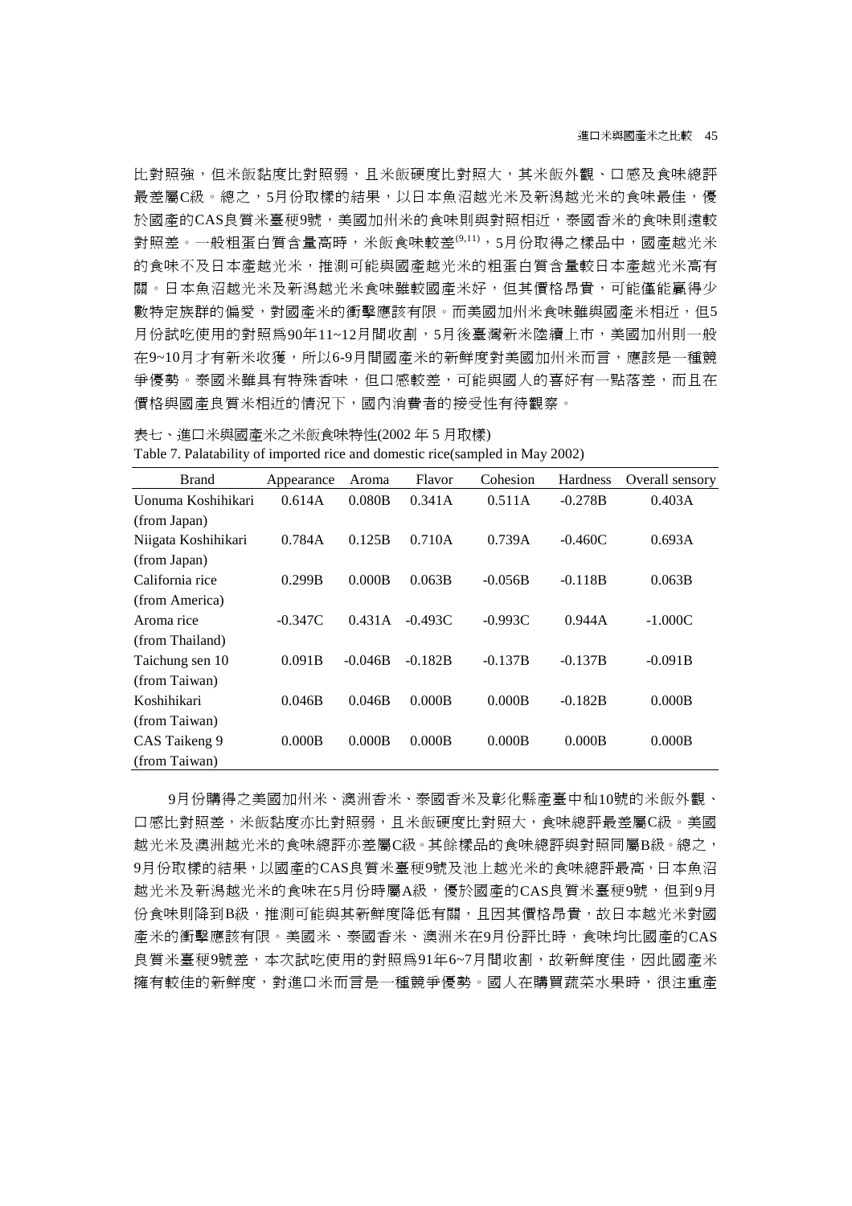比對照強，但米飯黏度比對照弱，且米飯硬度比對照大，其米飯外觀、口感及食味總評最差屬C級。總之，5月份取樣的結果，以日本魚沼越光米及新潟越光米的食味最佳，優於國產的CAS良質米臺梗9號，美國加州米的食味則與對照相近，泰國香米的食味則遠較對照差。一般粗蛋白質含量高時，米飯食味較差[9,11]，5月份取得之樣品中，國產越光米的食味不及日本產越光米，推測可能與國產越光米的粗蛋白質含量較日本產越光米高有關。日本魚沼越光米及新潟越光米食味雖較國產米好，但其價格昂貴，可能僅能贏得少數特定族群的偏愛，對國產米的衝擊應該有限。而美國加州米食味雖與國產米相近，但5月份試吃使用的對照為90年11~12月間收割，5月後臺灣新米陸續上市，美國加州則一般在9~10月才有新米收獲，所以6-9月間國產米的新鮮度對美國加州米而言，應該是一種競爭優勢。泰國米雖具有特殊香味，但口感較差，可能與國人的喜好有一點落差，而且在價格與國產良質米相近的情況下，國內消費者的接受性有待觀察。

表七、進口米與國產米之米飯食味特性(2002 年 5 月取樣)

Table 7. Palatability of imported rice and domestic rice(sampled in May 2002)

| Brand | Appearance | Aroma | Flavor | Cohesion | Hardness | Overall sensory |
|---|---|---|---|---|---|---|
| Uonuma Koshihikari (from Japan) | 0.614A | 0.080B | 0.341A | 0.511A | -0.278B | 0.403A |
| Niigata Koshihikari (from Japan) | 0.784A | 0.125B | 0.710A | 0.739A | -0.460C | 0.693A |
| California rice (from America) | 0.299B | 0.000B | 0.063B | -0.056B | -0.118B | 0.063B |
| Aroma rice (from Thailand) | -0.347C | 0.431A | -0.493C | -0.993C | 0.944A | -1.000C |
| Taichung sen 10 (from Taiwan) | 0.091B | -0.046B | -0.182B | -0.137B | -0.137B | -0.091B |
| Koshihikari (from Taiwan) | 0.046B | 0.046B | 0.000B | 0.000B | -0.182B | 0.000B |
| CAS Taikeng 9 (from Taiwan) | 0.000B | 0.000B | 0.000B | 0.000B | 0.000B | 0.000B |

9月份購得之美國加州米、澳洲香米、泰國香米及彰化縣產臺中秈10號的米飯外觀、口感比對照差，米飯黏度亦比對照弱，且米飯硬度比對照大，食味總評最差屬C級。美國越光米及澳洲越光米的食味總評亦差屬C級。其餘樣品的食味總評與對照同屬B級。總之，9月份取樣的結果，以國產的CAS良質米臺梗9號及池上越光米的食味總評最高，日本魚沼越光米及新潟越光米的食味在5月份時屬A級，優於國產的CAS良質米臺梗9號，但到9月份食味則降到B級，推測可能與其新鮮度降低有關，且因其價格昂貴，故日本越光米對國產米的衝擊應該有限。美國米、泰國香米、澳洲米在9月份評比時，食味均比國產的CAS良質米臺梗9號差，本次試吃使用的對照為91年6~7月間收割，故新鮮度佳，因此國產米擁有較佳的新鮮度，對進口米而言是一種競爭優勢。國人在購買蔬菜水果時，很注重產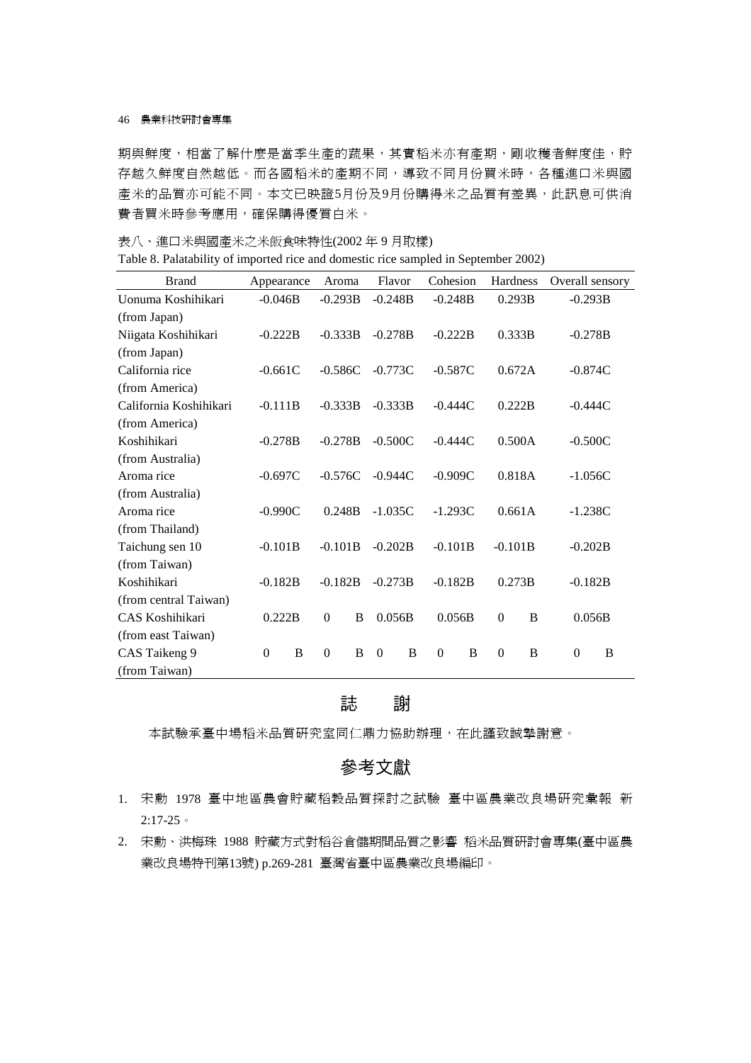期與鮮度，相當了解什麼是當季生產的蔬果，其實稻米亦有產期，剛收穫者鮮度佳，貯存越久鮮度自然越低。而各國稻米的產期不同，導致不同月份買米時，各種進口米與國產米的品質亦可能不同。本文已映證5月份及9月份購得米之品質有差異，此訊息可供消費者買米時參考應用，確保購得優質白米。

表八、進口米與國產米之米飯食味特性(2002 年 9 月取樣)

Table 8. Palatability of imported rice and domestic rice sampled in September 2002)

| Brand | Appearance | Aroma | Flavor | Cohesion | Hardness | Overall sensory |
|---|---|---|---|---|---|---|
| Uonuma Koshihikari (from Japan) | -0.046B | -0.293B | -0.248B | -0.248B | 0.293B | -0.293B |
| Niigata Koshihikari (from Japan) | -0.222B | -0.333B | -0.278B | -0.222B | 0.333B | -0.278B |
| California rice (from America) | -0.661C | -0.586C | -0.773C | -0.587C | 0.672A | -0.874C |
| California Koshihikari (from America) | -0.111B | -0.333B | -0.333B | -0.444C | 0.222B | -0.444C |
| Koshihikari (from Australia) | -0.278B | -0.278B | -0.500C | -0.444C | 0.500A | -0.500C |
| Aroma rice (from Australia) | -0.697C | -0.576C | -0.944C | -0.909C | 0.818A | -1.056C |
| Aroma rice (from Thailand) | -0.990C | 0.248B | -1.035C | -1.293C | 0.661A | -1.238C |
| Taichung sen 10 (from Taiwan) | -0.101B | -0.101B | -0.202B | -0.101B | -0.101B | -0.202B |
| Koshihikari (from central Taiwan) | -0.182B | -0.182B | -0.273B | -0.182B | 0.273B | -0.182B |
| CAS Koshihikari (from east Taiwan) | 0.222B | 0 B | 0.056B | 0.056B | 0 B | 0.056B |
| CAS Taikeng 9 (from Taiwan) | 0 B | 0 B | 0 B | 0 B | 0 B | 0 B |

## 誌　謝

本試驗承臺中場稻米品質研究室同仁鼎力協助辦理，在此謹致誠摯謝意。

## 參考文獻

1. 宋勳 1978 臺中地區農會貯藏稻穀品質探討之試驗 臺中區農業改良場研究彙報 新 2:17-25。
2. 宋勳、洪梅珠 1988 貯藏方式對稻谷倉儲期間品質之影響 稻米品質研討會專集(臺中區農業改良場特刊第13號) p.269-281 臺灣省臺中區農業改良場編印。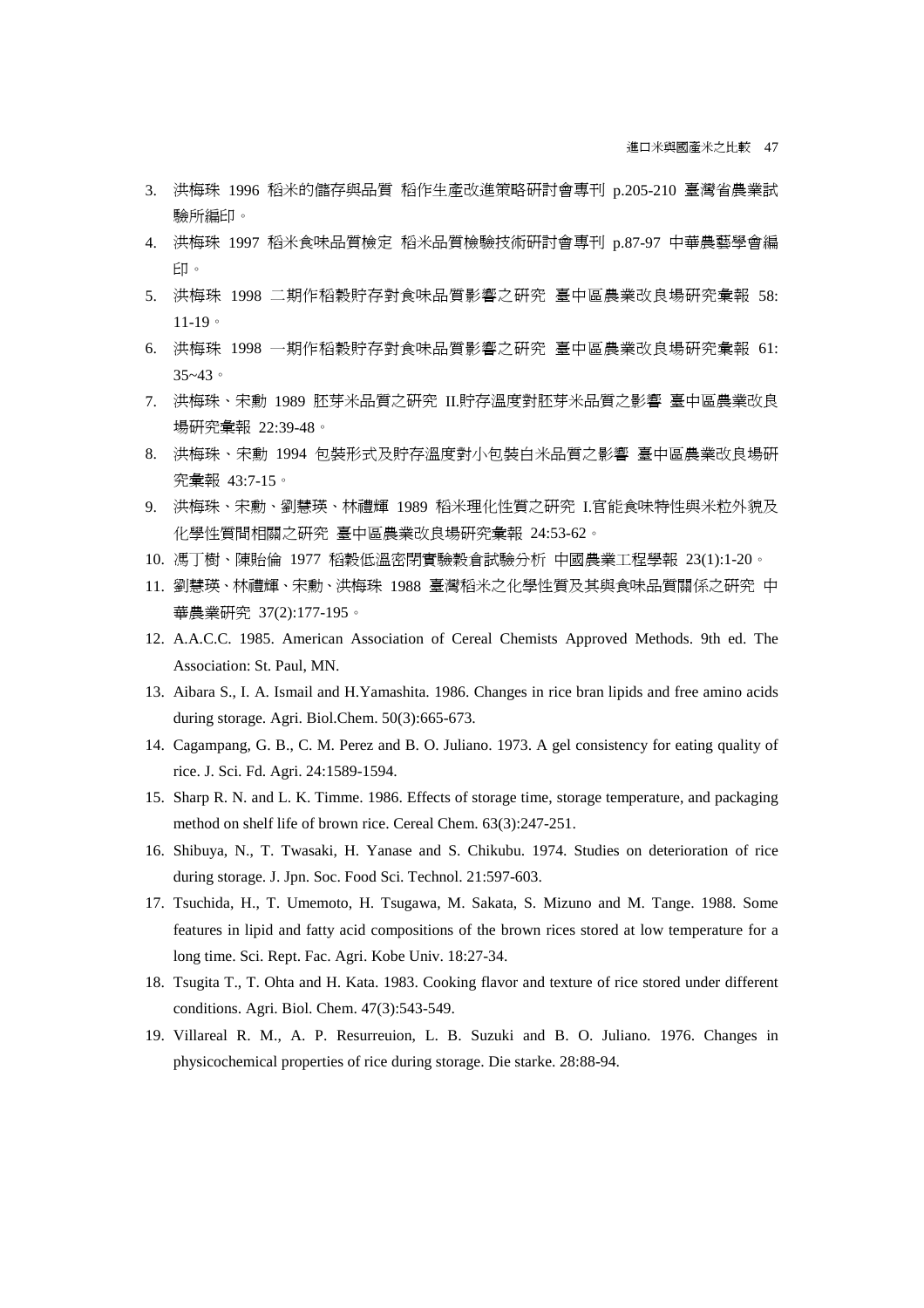3. 洪梅珠 1996 稻米的儲存與品質 稻作生產改進策略研討會專刊 p.205-210 臺灣省農業試驗所編印。
4. 洪梅珠 1997 稻米食味品質檢定 稻米品質檢驗技術研討會專刊 p.87-97 中華農藝學會編印。
5. 洪梅珠 1998 二期作稻穀貯存對食味品質影響之研究 臺中區農業改良場研究彙報 58: 11-19。
6. 洪梅珠 1998 一期作稻穀貯存對食味品質影響之研究 臺中區農業改良場研究彙報 61: 35~43。
7. 洪梅珠、宋勳 1989 胚芽米品質之研究 II.貯存溫度對胚芽米品質之影響 臺中區農業改良場研究彙報 22:39-48。
8. 洪梅珠、宋勳 1994 包裝形式及貯存溫度對小包裝白米品質之影響 臺中區農業改良場研究彙報 43:7-15。
9. 洪梅珠、宋勳、劉慧瑛、林禮輝 1989 稻米理化性質之研究 I.官能食味特性與米粒外貌及化學性質間相關之研究 臺中區農業改良場研究彙報 24:53-62。
10. 馮丁樹、陳貽倫 1977 稻穀低溫密閉實驗穀倉試驗分析 中國農業工程學報 23(1):1-20。
11. 劉慧瑛、林禮輝、宋勳、洪梅珠 1988 臺灣稻米之化學性質及其與食味品質關係之研究 中華農業研究 37(2):177-195。
12. A.A.C.C. 1985. American Association of Cereal Chemists Approved Methods. 9th ed. The Association: St. Paul, MN.
13. Aibara S., I. A. Ismail and H.Yamashita. 1986. Changes in rice bran lipids and free amino acids during storage. Agri. Biol.Chem. 50(3):665-673.
14. Cagampang, G. B., C. M. Perez and B. O. Juliano. 1973. A gel consistency for eating quality of rice. J. Sci. Fd. Agri. 24:1589-1594.
15. Sharp R. N. and L. K. Timme. 1986. Effects of storage time, storage temperature, and packaging method on shelf life of brown rice. Cereal Chem. 63(3):247-251.
16. Shibuya, N., T. Twasaki, H. Yanase and S. Chikubu. 1974. Studies on deterioration of rice during storage. J. Jpn. Soc. Food Sci. Technol. 21:597-603.
17. Tsuchida, H., T. Umemoto, H. Tsugawa, M. Sakata, S. Mizuno and M. Tange. 1988. Some features in lipid and fatty acid compositions of the brown rices stored at low temperature for a long time. Sci. Rept. Fac. Agri. Kobe Univ. 18:27-34.
18. Tsugita T., T. Ohta and H. Kata. 1983. Cooking flavor and texture of rice stored under different conditions. Agri. Biol. Chem. 47(3):543-549.
19. Villareal R. M., A. P. Resurreuion, L. B. Suzuki and B. O. Juliano. 1976. Changes in physicochemical properties of rice during storage. Die starke. 28:88-94.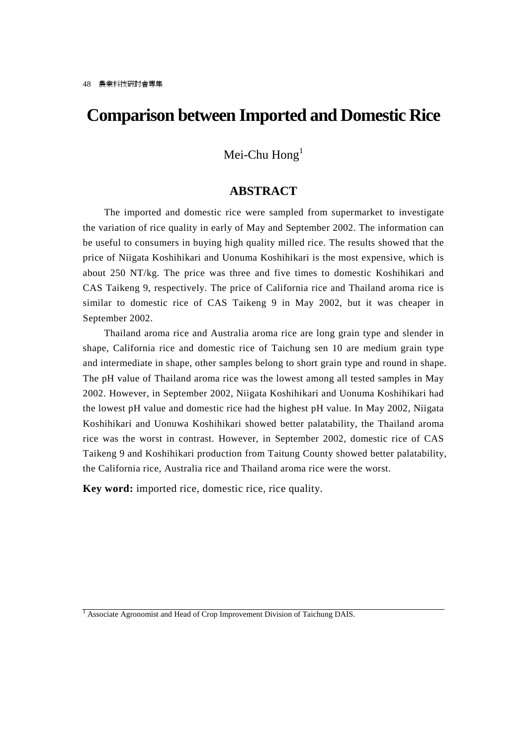# Comparison between Imported and Domestic Rice

Mei-Chu Hong[1]

## ABSTRACT

The imported and domestic rice were sampled from supermarket to investigate the variation of rice quality in early of May and September 2002. The information can be useful to consumers in buying high quality milled rice. The results showed that the price of Niigata Koshihikari and Uonuma Koshihikari is the most expensive, which is about 250 NT/kg. The price was three and five times to domestic Koshihikari and CAS Taikeng 9, respectively. The price of California rice and Thailand aroma rice is similar to domestic rice of CAS Taikeng 9 in May 2002, but it was cheaper in September 2002.

Thailand aroma rice and Australia aroma rice are long grain type and slender in shape, California rice and domestic rice of Taichung sen 10 are medium grain type and intermediate in shape, other samples belong to short grain type and round in shape. The pH value of Thailand aroma rice was the lowest among all tested samples in May 2002. However, in September 2002, Niigata Koshihikari and Uonuma Koshihikari had the lowest pH value and domestic rice had the highest pH value. In May 2002, Niigata Koshihikari and Uonuwa Koshihikari showed better palatability, the Thailand aroma rice was the worst in contrast. However, in September 2002, domestic rice of CAS Taikeng 9 and Koshihikari production from Taitung County showed better palatability, the California rice, Australia rice and Thailand aroma rice were the worst.

**Key word:** imported rice, domestic rice, rice quality.

[1] Associate Agronomist and Head of Crop Improvement Division of Taichung DAIS.